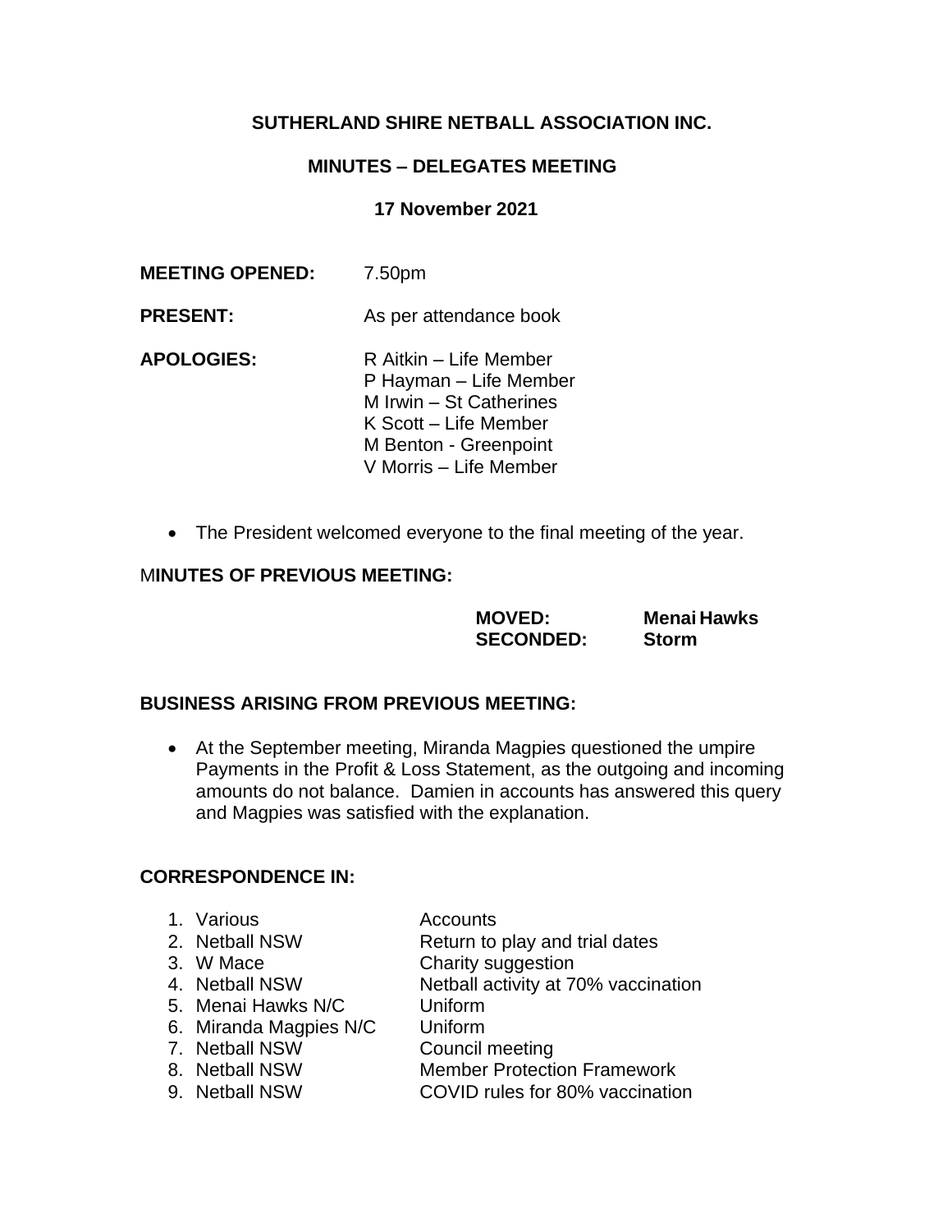**SUTHERLAND SHIRE NETBALL ASSOCIATION INC.**

**MINUTES – DELEGATES MEETING**

**17 November 2021**

**MEETING OPENED:** 7.50pm

**PRESENT:** As per attendance book

**APOLOGIES:**
R Aitkin – Life Member
P Hayman – Life Member
M Irwin – St Catherines
K Scott – Life Member
M Benton - Greenpoint
V Morris – Life Member

- The President welcomed everyone to the final meeting of the year.

**MINUTES OF PREVIOUS MEETING:**

**MOVED:** **Menai Hawks**
**SECONDED:** **Storm**

**BUSINESS ARISING FROM PREVIOUS MEETING:**

- At the September meeting, Miranda Magpies questioned the umpire Payments in the Profit & Loss Statement, as the outgoing and incoming amounts do not balance. Damien in accounts has answered this query and Magpies was satisfied with the explanation.

**CORRESPONDENCE IN:**

1. Various — Accounts
2. Netball NSW — Return to play and trial dates
3. W Mace — Charity suggestion
4. Netball NSW — Netball activity at 70% vaccination
5. Menai Hawks N/C — Uniform
6. Miranda Magpies N/C — Uniform
7. Netball NSW — Council meeting
8. Netball NSW — Member Protection Framework
9. Netball NSW — COVID rules for 80% vaccination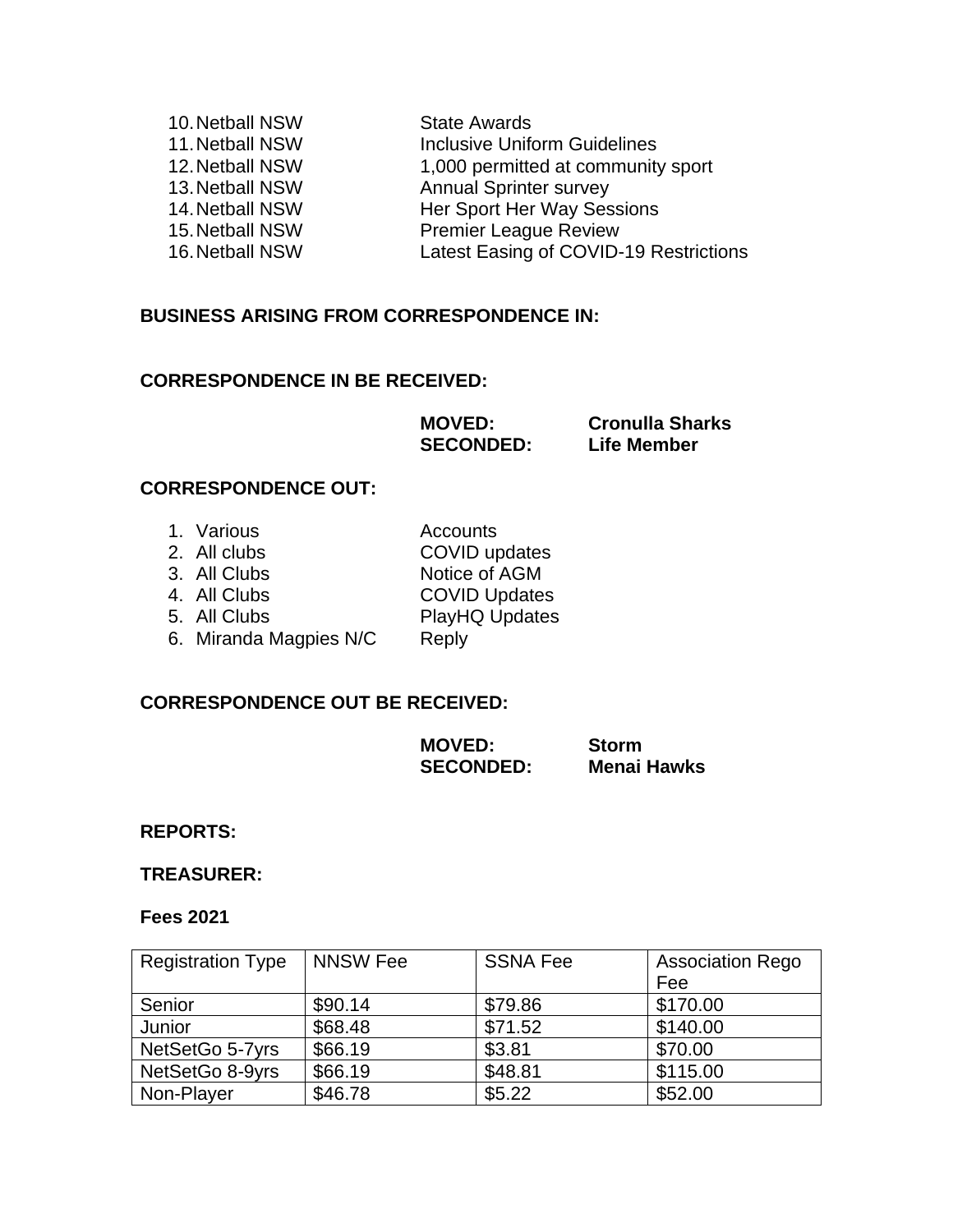10. Netball NSW — State Awards
11. Netball NSW — Inclusive Uniform Guidelines
12. Netball NSW — 1,000 permitted at community sport
13. Netball NSW — Annual Sprinter survey
14. Netball NSW — Her Sport Her Way Sessions
15. Netball NSW — Premier League Review
16. Netball NSW — Latest Easing of COVID-19 Restrictions

**BUSINESS ARISING FROM CORRESPONDENCE IN:**

**CORRESPONDENCE IN BE RECEIVED:**

**MOVED:** **Cronulla Sharks**
**SECONDED:** **Life Member**

**CORRESPONDENCE OUT:**

1. Various — Accounts
2. All clubs — COVID updates
3. All Clubs — Notice of AGM
4. All Clubs — COVID Updates
5. All Clubs — PlayHQ Updates
6. Miranda Magpies N/C — Reply

**CORRESPONDENCE OUT BE RECEIVED:**

**MOVED:** **Storm**
**SECONDED:** **Menai Hawks**

**REPORTS:**

**TREASURER:**

**Fees 2021**

| Registration Type | NNSW Fee | SSNA Fee | Association Rego Fee |
|---|---|---|---|
| Senior | $90.14 | $79.86 | $170.00 |
| Junior | $68.48 | $71.52 | $140.00 |
| NetSetGo 5-7yrs | $66.19 | $3.81 | $70.00 |
| NetSetGo 8-9yrs | $66.19 | $48.81 | $115.00 |
| Non-Player | $46.78 | $5.22 | $52.00 |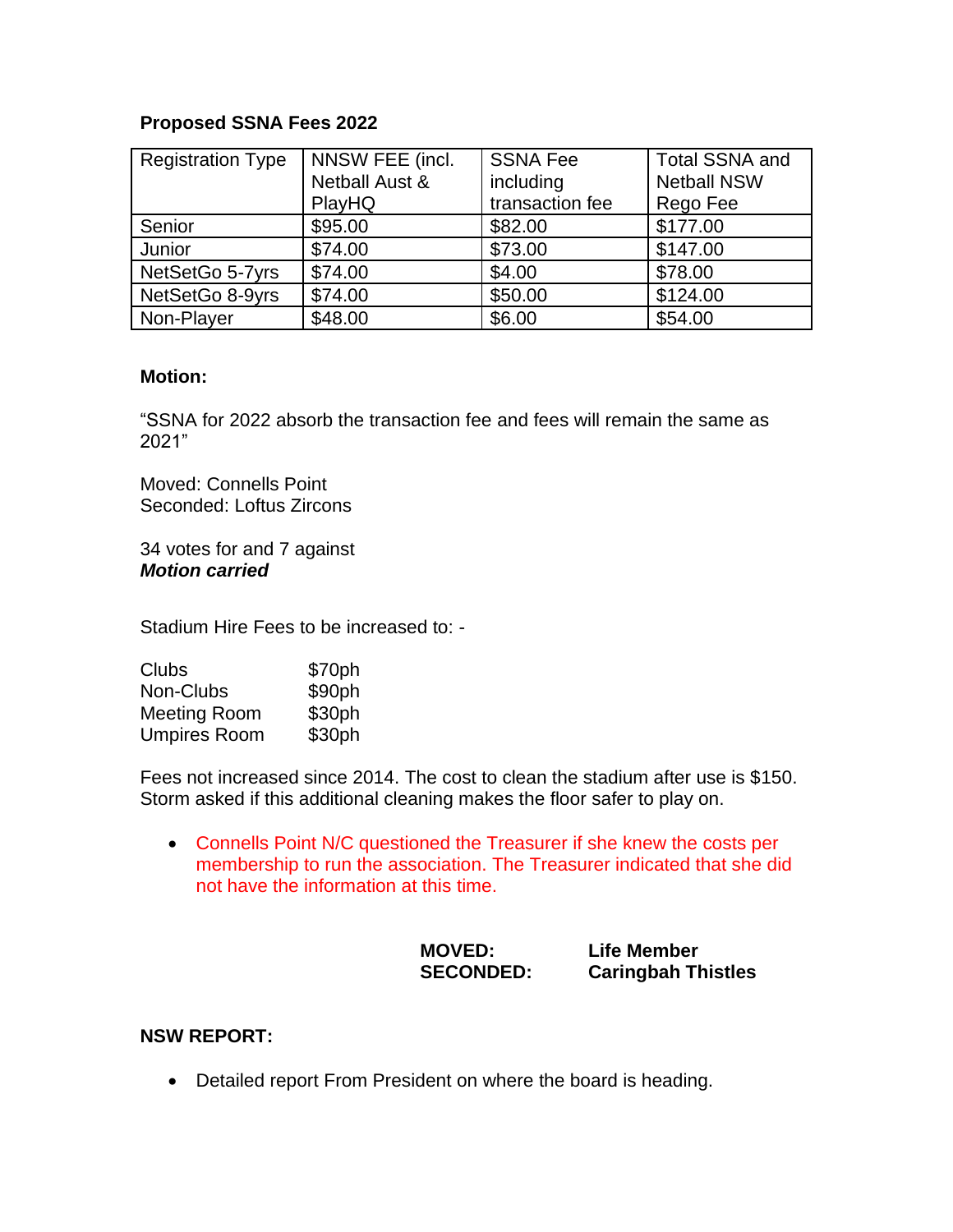**Proposed SSNA Fees 2022**

| Registration Type | NNSW FEE (incl. Netball Aust & PlayHQ | SSNA Fee including transaction fee | Total SSNA and Netball NSW Rego Fee |
|---|---|---|---|
| Senior | $95.00 | $82.00 | $177.00 |
| Junior | $74.00 | $73.00 | $147.00 |
| NetSetGo 5-7yrs | $74.00 | $4.00 | $78.00 |
| NetSetGo 8-9yrs | $74.00 | $50.00 | $124.00 |
| Non-Player | $48.00 | $6.00 | $54.00 |

**Motion:**

"SSNA for 2022 absorb the transaction fee and fees will remain the same as 2021"

Moved: Connells Point
Seconded: Loftus Zircons

34 votes for and 7 against
***Motion carried***

Stadium Hire Fees to be increased to: -

| | |
|---|---|
| Clubs | $70ph |
| Non-Clubs | $90ph |
| Meeting Room | $30ph |
| Umpires Room | $30ph |

Fees not increased since 2014. The cost to clean the stadium after use is $150. Storm asked if this additional cleaning makes the floor safer to play on.

- Connells Point N/C questioned the Treasurer if she knew the costs per membership to run the association. The Treasurer indicated that she did not have the information at this time.

**MOVED:** **Life Member**
**SECONDED:** **Caringbah Thistles**

**NSW REPORT:**

- Detailed report From President on where the board is heading.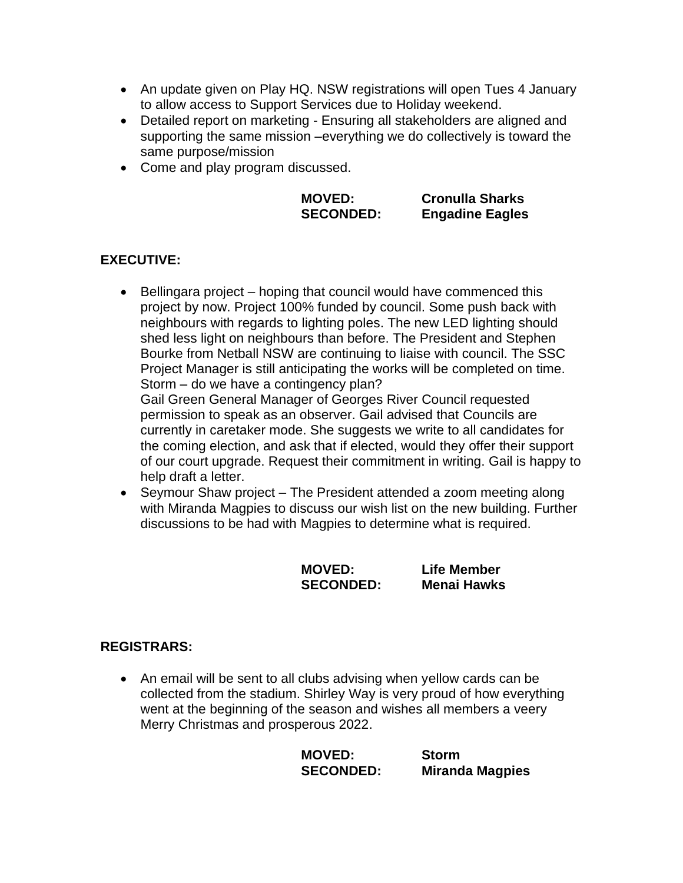- An update given on Play HQ. NSW registrations will open Tues 4 January to allow access to Support Services due to Holiday weekend.
- Detailed report on marketing - Ensuring all stakeholders are aligned and supporting the same mission –everything we do collectively is toward the same purpose/mission
- Come and play program discussed.

| | |
|---|---|
| **MOVED:** | **Cronulla Sharks** |
| **SECONDED:** | **Engadine Eagles** |

**EXECUTIVE:**

- Bellingara project – hoping that council would have commenced this project by now. Project 100% funded by council. Some push back with neighbours with regards to lighting poles. The new LED lighting should shed less light on neighbours than before. The President and Stephen Bourke from Netball NSW are continuing to liaise with council. The SSC Project Manager is still anticipating the works will be completed on time. Storm – do we have a contingency plan?
  Gail Green General Manager of Georges River Council requested permission to speak as an observer. Gail advised that Councils are currently in caretaker mode. She suggests we write to all candidates for the coming election, and ask that if elected, would they offer their support of our court upgrade. Request their commitment in writing. Gail is happy to help draft a letter.
- Seymour Shaw project – The President attended a zoom meeting along with Miranda Magpies to discuss our wish list on the new building. Further discussions to be had with Magpies to determine what is required.

| | |
|---|---|
| **MOVED:** | **Life Member** |
| **SECONDED:** | **Menai Hawks** |

**REGISTRARS:**

- An email will be sent to all clubs advising when yellow cards can be collected from the stadium. Shirley Way is very proud of how everything went at the beginning of the season and wishes all members a veery Merry Christmas and prosperous 2022.

| | |
|---|---|
| **MOVED:** | **Storm** |
| **SECONDED:** | **Miranda Magpies** |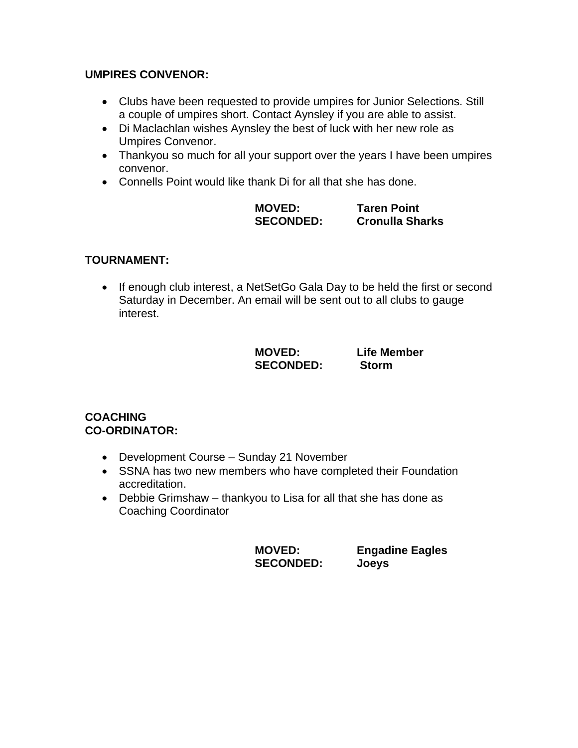**UMPIRES CONVENOR:**

- Clubs have been requested to provide umpires for Junior Selections. Still a couple of umpires short. Contact Aynsley if you are able to assist.
- Di Maclachlan wishes Aynsley the best of luck with her new role as Umpires Convenor.
- Thankyou so much for all your support over the years I have been umpires convenor.
- Connells Point would like thank Di for all that she has done.

**MOVED:** **Taren Point**
**SECONDED:** **Cronulla Sharks**

**TOURNAMENT:**

- If enough club interest, a NetSetGo Gala Day to be held the first or second Saturday in December. An email will be sent out to all clubs to gauge interest.

**MOVED:** **Life Member**
**SECONDED:** **Storm**

**COACHING CO-ORDINATOR:**

- Development Course – Sunday 21 November
- SSNA has two new members who have completed their Foundation accreditation.
- Debbie Grimshaw – thankyou to Lisa for all that she has done as Coaching Coordinator

**MOVED:** **Engadine Eagles**
**SECONDED:** **Joeys**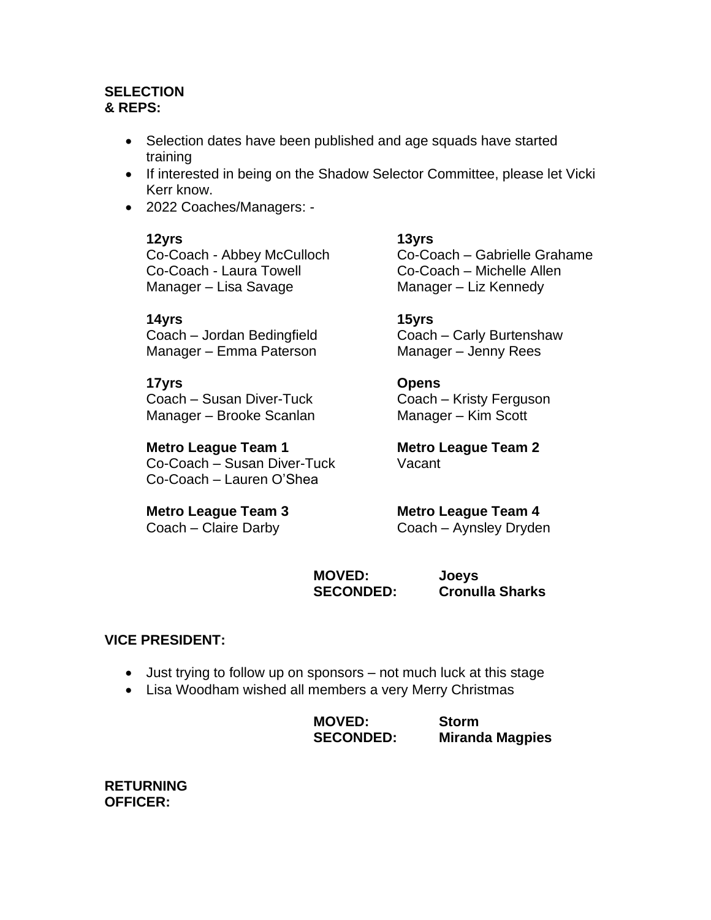**SELECTION & REPS:**

- Selection dates have been published and age squads have started training
- If interested in being on the Shadow Selector Committee, please let Vicki Kerr know.
- 2022 Coaches/Managers: -

**12yrs**
Co-Coach - Abbey McCulloch
Co-Coach - Laura Towell
Manager – Lisa Savage

**13yrs**
Co-Coach – Gabrielle Grahame
Co-Coach – Michelle Allen
Manager – Liz Kennedy

**14yrs**
Coach – Jordan Bedingfield
Manager – Emma Paterson

**15yrs**
Coach – Carly Burtenshaw
Manager – Jenny Rees

**17yrs**
Coach – Susan Diver-Tuck
Manager – Brooke Scanlan

**Opens**
Coach – Kristy Ferguson
Manager – Kim Scott

**Metro League Team 1**
Co-Coach – Susan Diver-Tuck
Co-Coach – Lauren O'Shea

**Metro League Team 2**
Vacant

**Metro League Team 3**
Coach – Claire Darby

**Metro League Team 4**
Coach – Aynsley Dryden

**MOVED:** **Joeys**
**SECONDED:** **Cronulla Sharks**

**VICE PRESIDENT:**

- Just trying to follow up on sponsors – not much luck at this stage
- Lisa Woodham wished all members a very Merry Christmas

**MOVED:** **Storm**
**SECONDED:** **Miranda Magpies**

**RETURNING OFFICER:**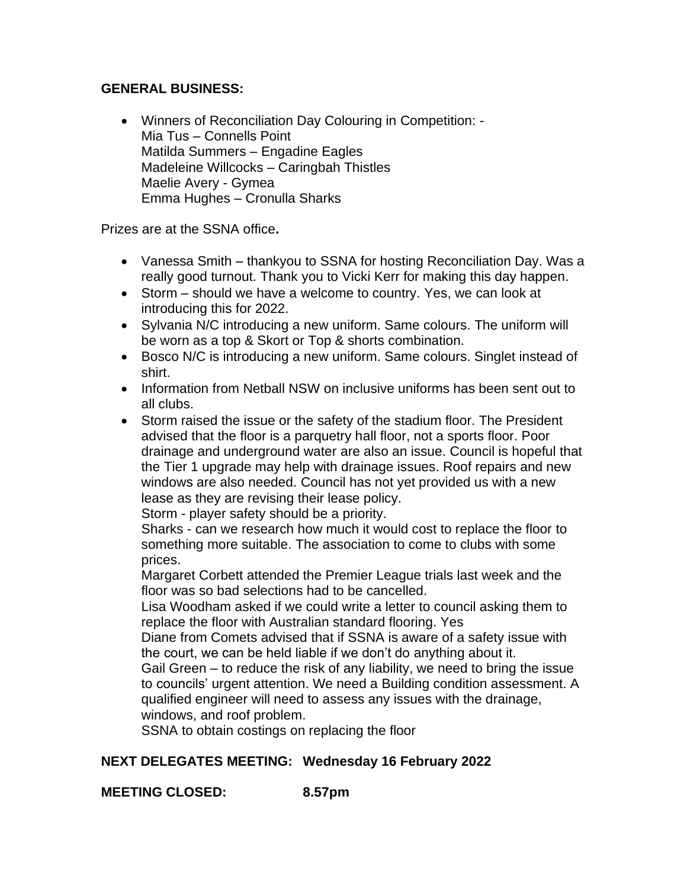**GENERAL BUSINESS:**

- Winners of Reconciliation Day Colouring in Competition: -
  Mia Tus – Connells Point
  Matilda Summers – Engadine Eagles
  Madeleine Willcocks – Caringbah Thistles
  Maelie Avery - Gymea
  Emma Hughes – Cronulla Sharks

Prizes are at the SSNA office**.**

- Vanessa Smith – thankyou to SSNA for hosting Reconciliation Day. Was a really good turnout. Thank you to Vicki Kerr for making this day happen.
- Storm – should we have a welcome to country. Yes, we can look at introducing this for 2022.
- Sylvania N/C introducing a new uniform. Same colours. The uniform will be worn as a top & Skort or Top & shorts combination.
- Bosco N/C is introducing a new uniform. Same colours. Singlet instead of shirt.
- Information from Netball NSW on inclusive uniforms has been sent out to all clubs.
- Storm raised the issue or the safety of the stadium floor. The President advised that the floor is a parquetry hall floor, not a sports floor. Poor drainage and underground water are also an issue. Council is hopeful that the Tier 1 upgrade may help with drainage issues. Roof repairs and new windows are also needed. Council has not yet provided us with a new lease as they are revising their lease policy.
  Storm - player safety should be a priority.
  Sharks - can we research how much it would cost to replace the floor to something more suitable. The association to come to clubs with some prices.
  Margaret Corbett attended the Premier League trials last week and the floor was so bad selections had to be cancelled.
  Lisa Woodham asked if we could write a letter to council asking them to replace the floor with Australian standard flooring. Yes
  Diane from Comets advised that if SSNA is aware of a safety issue with the court, we can be held liable if we don't do anything about it.
  Gail Green – to reduce the risk of any liability, we need to bring the issue to councils' urgent attention. We need a Building condition assessment. A qualified engineer will need to assess any issues with the drainage, windows, and roof problem.
  SSNA to obtain costings on replacing the floor

**NEXT DELEGATES MEETING: Wednesday 16 February 2022**

**MEETING CLOSED: 8.57pm**